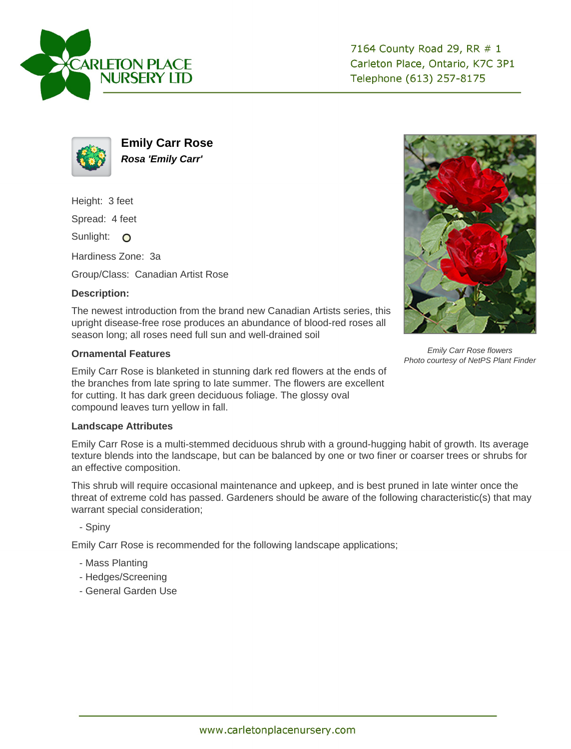CARLETON PLACE NURSERY LTD

7164 County Road 29, RR # 1
Carleton Place, Ontario, K7C 3P1
Telephone (613) 257-8175

## Emily Carr Rose

***Rosa 'Emily Carr'***

Height: 3 feet

Spread: 4 feet

Sunlight: O

Hardiness Zone: 3a

Group/Class: Canadian Artist Rose

**Description:**

The newest introduction from the brand new Canadian Artists series, this upright disease-free rose produces an abundance of blood-red roses all season long; all roses need full sun and well-drained soil

*Emily Carr Rose flowers*
*Photo courtesy of NetPS Plant Finder*

**Ornamental Features**

Emily Carr Rose is blanketed in stunning dark red flowers at the ends of the branches from late spring to late summer. The flowers are excellent for cutting. It has dark green deciduous foliage. The glossy oval compound leaves turn yellow in fall.

**Landscape Attributes**

Emily Carr Rose is a multi-stemmed deciduous shrub with a ground-hugging habit of growth. Its average texture blends into the landscape, but can be balanced by one or two finer or coarser trees or shrubs for an effective composition.

This shrub will require occasional maintenance and upkeep, and is best pruned in late winter once the threat of extreme cold has passed. Gardeners should be aware of the following characteristic(s) that may warrant special consideration;

- Spiny

Emily Carr Rose is recommended for the following landscape applications;

- Mass Planting
- Hedges/Screening
- General Garden Use

www.carletonplacenursery.com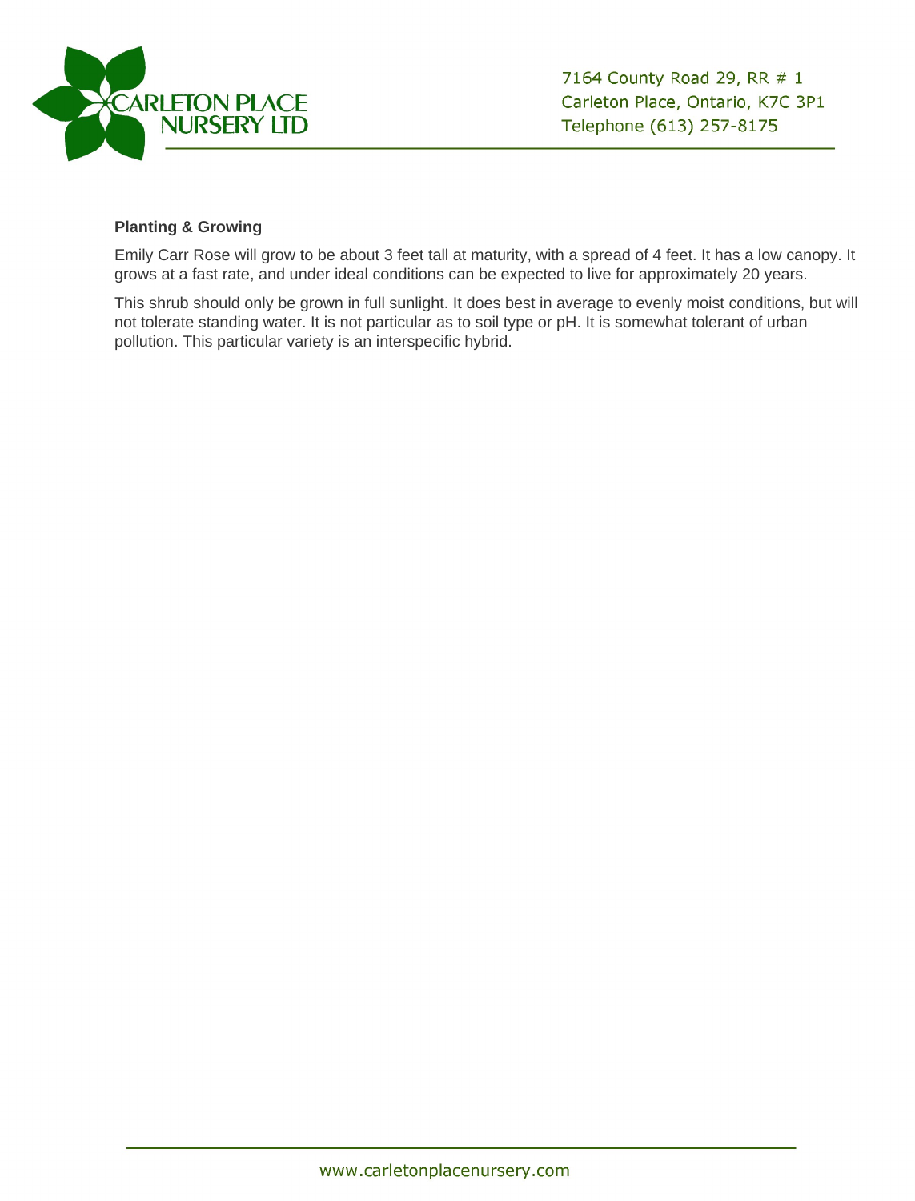### Planting & Growing

Emily Carr Rose will grow to be about 3 feet tall at maturity, with a spread of 4 feet. It has a low canopy. It grows at a fast rate, and under ideal conditions can be expected to live for approximately 20 years.

This shrub should only be grown in full sunlight. It does best in average to evenly moist conditions, but will not tolerate standing water. It is not particular as to soil type or pH. It is somewhat tolerant of urban pollution. This particular variety is an interspecific hybrid.